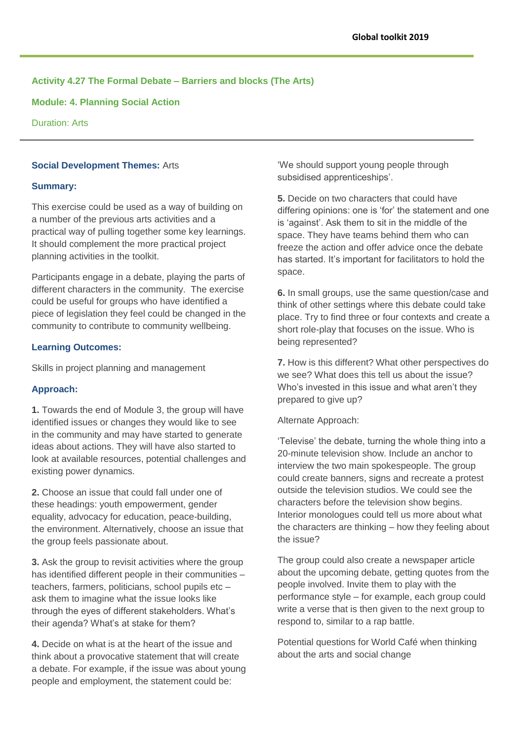## Activity 4.27 The Formal Debate – Barriers and blocks (The Arts)

**Module: 4. Planning Social Action**

Duration: Arts

---

**Social Development Themes:** Arts

**Summary:**

This exercise could be used as a way of building on a number of the previous arts activities and a practical way of pulling together some key learnings. It should complement the more practical project planning activities in the toolkit.

Participants engage in a debate, playing the parts of different characters in the community. The exercise could be useful for groups who have identified a piece of legislation they feel could be changed in the community to contribute to community wellbeing.

**Learning Outcomes:**

Skills in project planning and management

**Approach:**

**1.** Towards the end of Module 3, the group will have identified issues or changes they would like to see in the community and may have started to generate ideas about actions. They will have also started to look at available resources, potential challenges and existing power dynamics.

**2.** Choose an issue that could fall under one of these headings: youth empowerment, gender equality, advocacy for education, peace-building, the environment. Alternatively, choose an issue that the group feels passionate about.

**3.** Ask the group to revisit activities where the group has identified different people in their communities – teachers, farmers, politicians, school pupils etc – ask them to imagine what the issue looks like through the eyes of different stakeholders. What's their agenda? What's at stake for them?

**4.** Decide on what is at the heart of the issue and think about a provocative statement that will create a debate. For example, if the issue was about young people and employment, the statement could be: 'We should support young people through subsidised apprenticeships'.

**5.** Decide on two characters that could have differing opinions: one is 'for' the statement and one is 'against'. Ask them to sit in the middle of the space. They have teams behind them who can freeze the action and offer advice once the debate has started. It's important for facilitators to hold the space.

**6.** In small groups, use the same question/case and think of other settings where this debate could take place. Try to find three or four contexts and create a short role-play that focuses on the issue. Who is being represented?

**7.** How is this different? What other perspectives do we see? What does this tell us about the issue? Who's invested in this issue and what aren't they prepared to give up?

Alternate Approach:

'Televise' the debate, turning the whole thing into a 20-minute television show. Include an anchor to interview the two main spokespeople. The group could create banners, signs and recreate a protest outside the television studios. We could see the characters before the television show begins. Interior monologues could tell us more about what the characters are thinking – how they feeling about the issue?

The group could also create a newspaper article about the upcoming debate, getting quotes from the people involved. Invite them to play with the performance style – for example, each group could write a verse that is then given to the next group to respond to, similar to a rap battle.

Potential questions for World Café when thinking about the arts and social change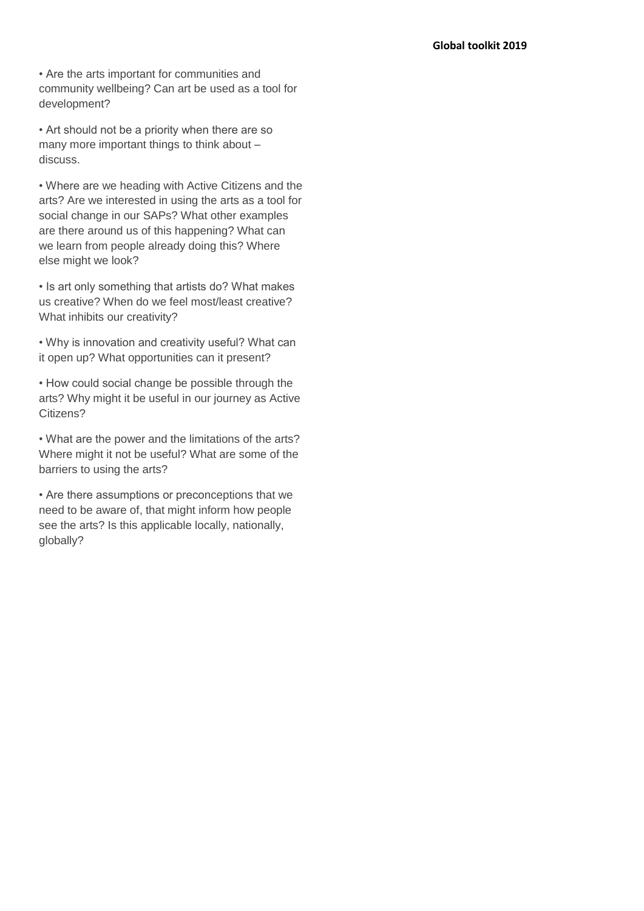- Are the arts important for communities and community wellbeing? Can art be used as a tool for development?

- Art should not be a priority when there are so many more important things to think about – discuss.

- Where are we heading with Active Citizens and the arts? Are we interested in using the arts as a tool for social change in our SAPs? What other examples are there around us of this happening? What can we learn from people already doing this? Where else might we look?

- Is art only something that artists do? What makes us creative? When do we feel most/least creative? What inhibits our creativity?

- Why is innovation and creativity useful? What can it open up? What opportunities can it present?

- How could social change be possible through the arts? Why might it be useful in our journey as Active Citizens?

- What are the power and the limitations of the arts? Where might it not be useful? What are some of the barriers to using the arts?

- Are there assumptions or preconceptions that we need to be aware of, that might inform how people see the arts? Is this applicable locally, nationally, globally?